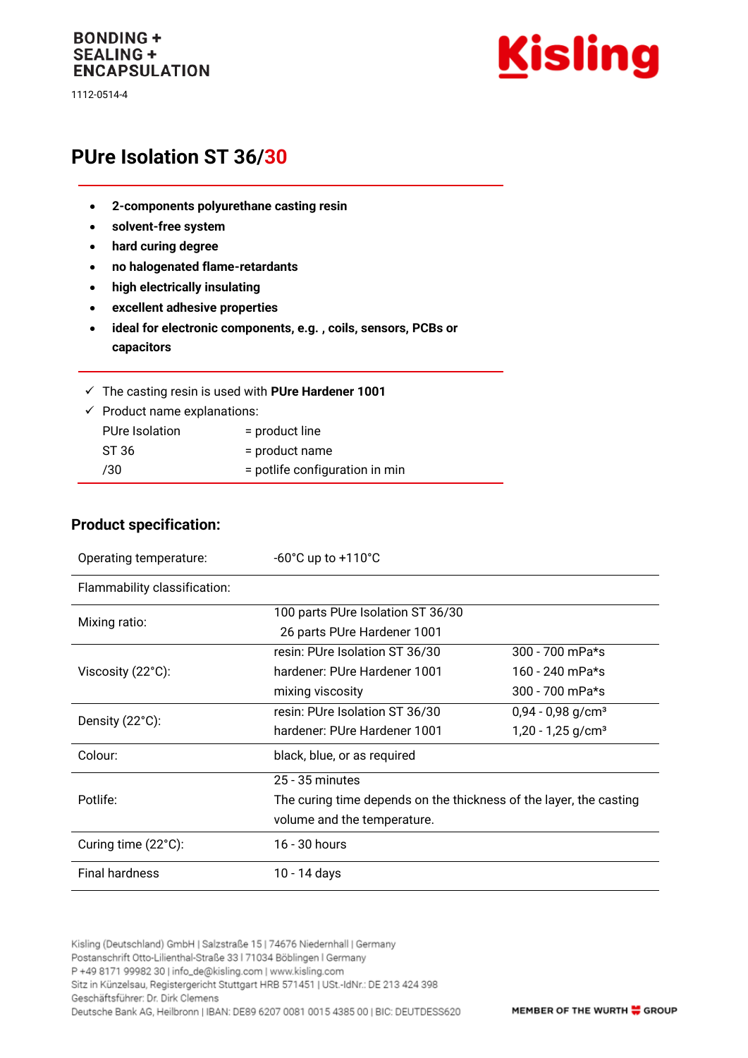BONDING + SEALING + ENCAPSULATION

1112-0514-4

# PUre Isolation ST 36/30

- **2-components polyurethane casting resin**
- **solvent-free system**
- **hard curing degree**
- **no halogenated flame-retardants**
- **high electrically insulating**
- **excellent adhesive properties**
- **ideal for electronic components, e.g. , coils, sensors, PCBs or capacitors**

✓ The casting resin is used with **PUre Hardener 1001**

✓ Product name explanations:

| | |
|---|---|
| PUre Isolation | = product line |
| ST 36 | = product name |
| /30 | = potlife configuration in min |

## Product specification:

| | | |
|---|---|---|
| Operating temperature: | -60°C up to +110°C | |
| Flammability classification: | | |
| Mixing ratio: | 100 parts PUre Isolation ST 36/30<br>26 parts PUre Hardener 1001 | |
| Viscosity (22°C): | resin: PUre Isolation ST 36/30 | 300 - 700 mPa*s |
| | hardener: PUre Hardener 1001 | 160 - 240 mPa*s |
| | mixing viscosity | 300 - 700 mPa*s |
| Density (22°C): | resin: PUre Isolation ST 36/30 | 0,94 - 0,98 g/cm³ |
| | hardener: PUre Hardener 1001 | 1,20 - 1,25 g/cm³ |
| Colour: | black, blue, or as required | |
| Potlife: | 25 - 35 minutes<br>The curing time depends on the thickness of the layer, the casting volume and the temperature. | |
| Curing time (22°C): | 16 - 30 hours | |
| Final hardness | 10 - 14 days | |

Kisling (Deutschland) GmbH | Salzstraße 15 | 74676 Niedernhall | Germany
Postanschrift Otto-Lilienthal-Straße 33 | 71034 Böblingen | Germany
P +49 8171 99982 30 | info_de@kisling.com | www.kisling.com
Sitz in Künzelsau, Registergericht Stuttgart HRB 571451 | USt.-IdNr.: DE 213 424 398
Geschäftsführer: Dr. Dirk Clemens
Deutsche Bank AG, Heilbronn | IBAN: DE89 6207 0081 0015 4385 00 | BIC: DEUTDESS620

MEMBER OF THE WURTH GROUP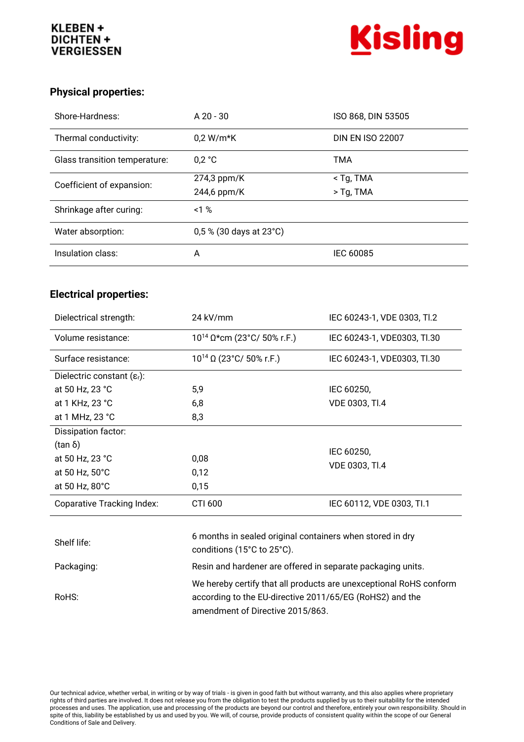## Physical properties:

| | | |
|---|---|---|
| Shore-Hardness: | A 20 - 30 | ISO 868, DIN 53505 |
| Thermal conductivity: | 0,2 W/m*K | DIN EN ISO 22007 |
| Glass transition temperature: | 0,2 °C | TMA |
| Coefficient of expansion: | 274,3 ppm/K<br>244,6 ppm/K | < Tg, TMA<br>> Tg, TMA |
| Shrinkage after curing: | <1 % | |
| Water absorption: | 0,5 % (30 days at 23°C) | |
| Insulation class: | A | IEC 60085 |

## Electrical properties:

| | | |
|---|---|---|
| Dielectrical strength: | 24 kV/mm | IEC 60243-1, VDE 0303, Tl.2 |
| Volume resistance: | $10^{14}$ Ω*cm (23°C/ 50% r.F.) | IEC 60243-1, VDE0303, Tl.30 |
| Surface resistance: | $10^{14}$ Ω (23°C/ 50% r.F.) | IEC 60243-1, VDE0303, Tl.30 |
| Dielectric constant ($\varepsilon_r$):<br>at 50 Hz, 23 °C<br>at 1 KHz, 23 °C<br>at 1 MHz, 23 °C | <br>5,9<br>6,8<br>8,3 | IEC 60250,<br>VDE 0303, Tl.4 |
| Dissipation factor:<br>(tan δ)<br>at 50 Hz, 23 °C<br>at 50 Hz, 50°C<br>at 50 Hz, 80°C | <br><br>0,08<br>0,12<br>0,15 | IEC 60250,<br>VDE 0303, Tl.4 |
| Coparative Tracking Index: | CTI 600 | IEC 60112, VDE 0303, Tl.1 |

| | |
|---|---|
| Shelf life: | 6 months in sealed original containers when stored in dry conditions (15°C to 25°C). |
| Packaging: | Resin and hardener are offered in separate packaging units. |
| RoHS: | We hereby certify that all products are unexceptional RoHS conform according to the EU-directive 2011/65/EG (RoHS2) and the amendment of Directive 2015/863. |

Our technical advice, whether verbal, in writing or by way of trials - is given in good faith but without warranty, and this also applies where proprietary rights of third parties are involved. It does not release you from the obligation to test the products supplied by us to their suitability for the intended processes and uses. The application, use and processing of the products are beyond our control and therefore, entirely your own responsibility. Should in spite of this, liability be established by us and used by you. We will, of course, provide products of consistent quality within the scope of our General Conditions of Sale and Delivery.